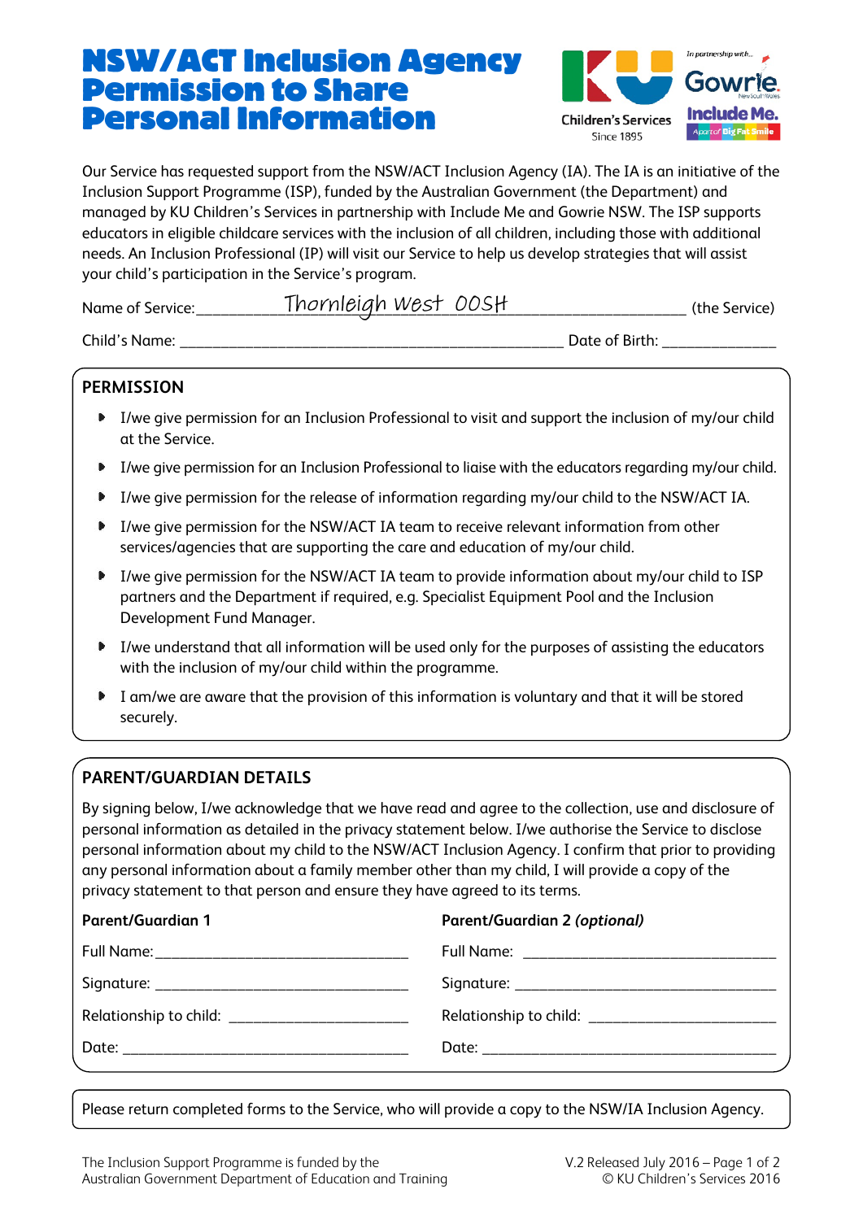# NSW/ACT Inclusion Agency Permission to Share Personal Information

Our Service has requested support from the NSW/ACT Inclusion Agency (IA). The IA is an initiative of the Inclusion Support Programme (ISP), funded by the Australian Government (the Department) and managed by KU Children's Services in partnership with Include Me and Gowrie NSW. The ISP supports educators in eligible childcare services with the inclusion of all children, including those with additional needs. An Inclusion Professional (IP) will visit our Service to help us develop strategies that will assist your child's participation in the Service's program.

Name of Service: Thornleigh West OOSH (the Service)

Child's Name: ______________________________ Date of Birth: ______________

## PERMISSION

- I/we give permission for an Inclusion Professional to visit and support the inclusion of my/our child at the Service.
- I/we give permission for an Inclusion Professional to liaise with the educators regarding my/our child.
- I/we give permission for the release of information regarding my/our child to the NSW/ACT IA.
- I/we give permission for the NSW/ACT IA team to receive relevant information from other services/agencies that are supporting the care and education of my/our child.
- I/we give permission for the NSW/ACT IA team to provide information about my/our child to ISP partners and the Department if required, e.g. Specialist Equipment Pool and the Inclusion Development Fund Manager.
- I/we understand that all information will be used only for the purposes of assisting the educators with the inclusion of my/our child within the programme.
- I am/we are aware that the provision of this information is voluntary and that it will be stored securely.

## PARENT/GUARDIAN DETAILS

By signing below, I/we acknowledge that we have read and agree to the collection, use and disclosure of personal information as detailed in the privacy statement below. I/we authorise the Service to disclose personal information about my child to the NSW/ACT Inclusion Agency. I confirm that prior to providing any personal information about a family member other than my child, I will provide a copy of the privacy statement to that person and ensure they have agreed to its terms.

**Parent/Guardian 1**

Full Name: ______________________________

Signature: ______________________________

Relationship to child: ______________________

Date: ______________________________

**Parent/Guardian 2 *(optional)***

Full Name: ______________________________

Signature: ______________________________

Relationship to child: ______________________

Date: ______________________________

Please return completed forms to the Service, who will provide a copy to the NSW/IA Inclusion Agency.

The Inclusion Support Programme is funded by the Australian Government Department of Education and Training

V.2 Released July 2016 – © KU Children's Services 2016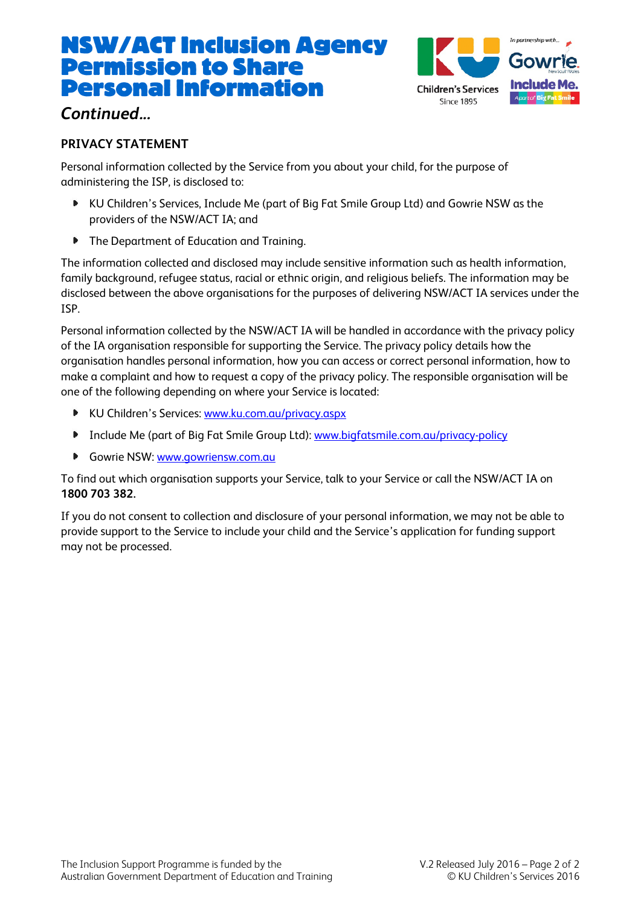# NSW/ACT Inclusion Agency Permission to Share Personal Information

*Continued…*

## PRIVACY STATEMENT

Personal information collected by the Service from you about your child, for the purpose of administering the ISP, is disclosed to:

- KU Children's Services, Include Me (part of Big Fat Smile Group Ltd) and Gowrie NSW as the providers of the NSW/ACT IA; and
- The Department of Education and Training.

The information collected and disclosed may include sensitive information such as health information, family background, refugee status, racial or ethnic origin, and religious beliefs. The information may be disclosed between the above organisations for the purposes of delivering NSW/ACT IA services under the ISP.

Personal information collected by the NSW/ACT IA will be handled in accordance with the privacy policy of the IA organisation responsible for supporting the Service. The privacy policy details how the organisation handles personal information, how you can access or correct personal information, how to make a complaint and how to request a copy of the privacy policy. The responsible organisation will be one of the following depending on where your Service is located:

- KU Children's Services: www.ku.com.au/privacy.aspx
- Include Me (part of Big Fat Smile Group Ltd): www.bigfatsmile.com.au/privacy-policy
- Gowrie NSW: www.gowriensw.com.au

To find out which organisation supports your Service, talk to your Service or call the NSW/ACT IA on **1800 703 382**.

If you do not consent to collection and disclosure of your personal information, we may not be able to provide support to the Service to include your child and the Service's application for funding support may not be processed.

The Inclusion Support Programme is funded by the Australian Government Department of Education and Training

V.2 Released July 2016
© KU Children's Services 2016